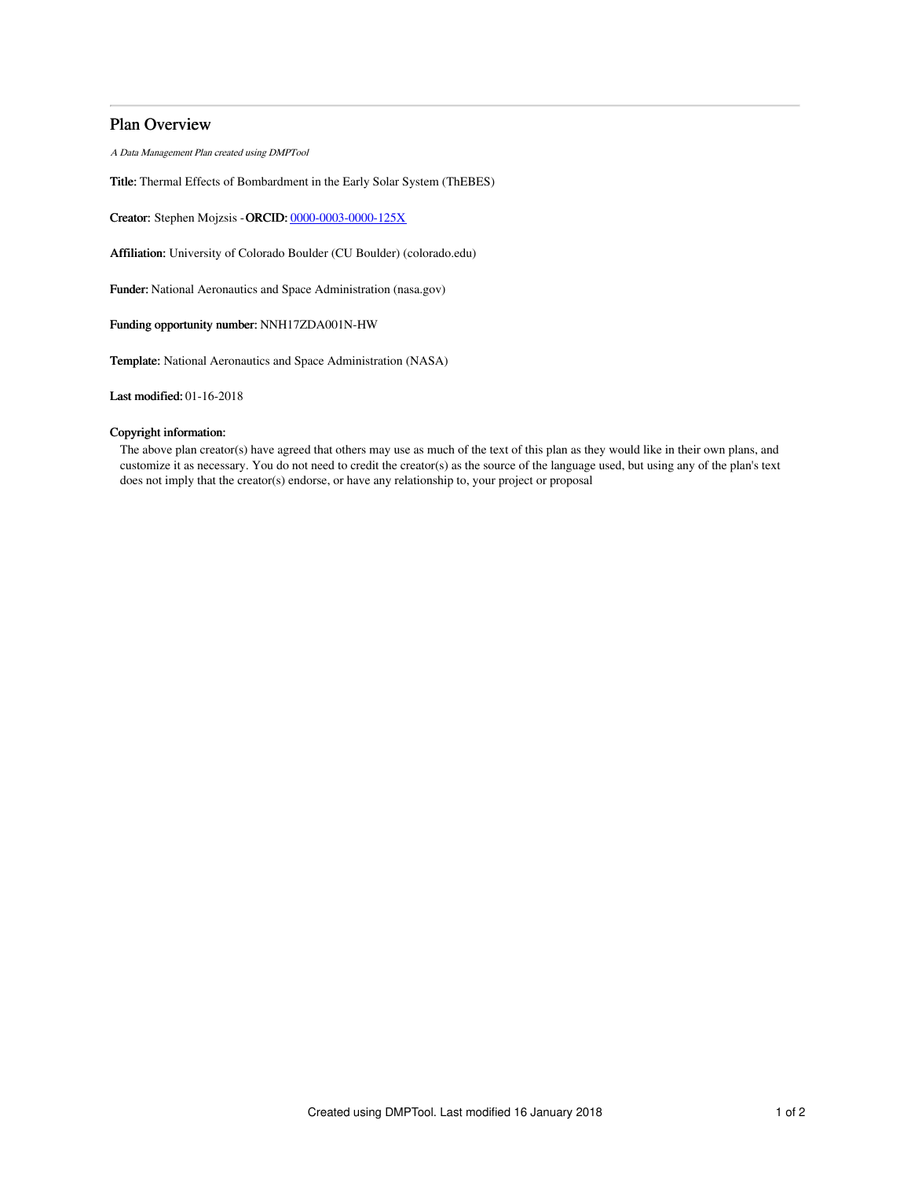# Plan Overview

*A Data Management Plan created using DMPTool*

**Title:** Thermal Effects of Bombardment in the Early Solar System (ThEBES)

**Creator:** Stephen Mojzsis -**ORCID:** [0000-0003-0000-125X](https://orcid.org/0000-0003-0000-125X)

**Affiliation:** University of Colorado Boulder (CU Boulder) (colorado.edu)

**Funder:** National Aeronautics and Space Administration (nasa.gov)

**Funding opportunity number:** NNH17ZDA001N-HW

**Template:** National Aeronautics and Space Administration (NASA)

**Last modified:** 01-16-2018

**Copyright information:**

The above plan creator(s) have agreed that others may use as much of the text of this plan as they would like in their own plans, and customize it as necessary. You do not need to credit the creator(s) as the source of the language used, but using any of the plan's text does not imply that the creator(s) endorse, or have any relationship to, your project or proposal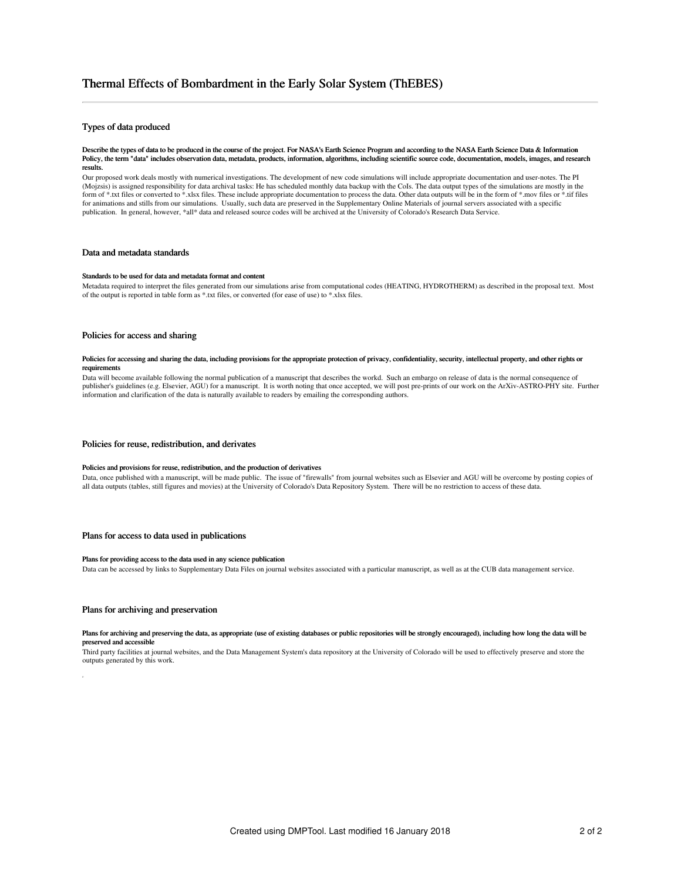# Thermal Effects of Bombardment in the Early Solar System (ThEBES)

## Types of data produced

**Describe the types of data to be produced in the course of the project. For NASA's Earth Science Program and according to the NASA Earth Science Data & Information Policy, the term "data" includes observation data, metadata, products, information, algorithms, including scientific source code, documentation, models, images, and research results.**

Our proposed work deals mostly with numerical investigations. The development of new code simulations will include appropriate documentation and user-notes. The PI (Mojzsis) is assigned responsibility for data archival tasks: He has scheduled monthly data backup with the CoIs. The data output types of the simulations are mostly in the form of *.txt files or converted to *.xlsx files. These include appropriate documentation to process the data. Other data outputs will be in the form of *.mov files or *.tif files for animations and stills from our simulations. Usually, such data are preserved in the Supplementary Online Materials of journal servers associated with a specific publication. In general, however, *all* data and released source codes will be archived at the University of Colorado's Research Data Service.

## Data and metadata standards

**Standards to be used for data and metadata format and content**

Metadata required to interpret the files generated from our simulations arise from computational codes (HEATING, HYDROTHERM) as described in the proposal text. Most of the output is reported in table form as *.txt files, or converted (for ease of use) to *.xlsx files.

## Policies for access and sharing

**Policies for accessing and sharing the data, including provisions for the appropriate protection of privacy, confidentiality, security, intellectual property, and other rights or requirements**

Data will become available following the normal publication of a manuscript that describes the workd. Such an embargo on release of data is the normal consequence of publisher's guidelines (e.g. Elsevier, AGU) for a manuscript. It is worth noting that once accepted, we will post pre-prints of our work on the ArXiv-ASTRO-PHY site. Further information and clarification of the data is naturally available to readers by emailing the corresponding authors.

## Policies for reuse, redistribution, and derivates

**Policies and provisions for reuse, redistribution, and the production of derivatives**

Data, once published with a manuscript, will be made public. The issue of "firewalls" from journal websites such as Elsevier and AGU will be overcome by posting copies of all data outputs (tables, still figures and movies) at the University of Colorado's Data Repository System. There will be no restriction to access of these data.

## Plans for access to data used in publications

**Plans for providing access to the data used in any science publication**

Data can be accessed by links to Supplementary Data Files on journal websites associated with a particular manuscript, as well as at the CUB data management service.

## Plans for archiving and preservation

**Plans for archiving and preserving the data, as appropriate (use of existing databases or public repositories will be strongly encouraged), including how long the data will be preserved and accessible**

Third party facilities at journal websites, and the Data Management System's data repository at the University of Colorado will be used to effectively preserve and store the outputs generated by this work.

Created using DMPTool. Last modified 16 January 2018